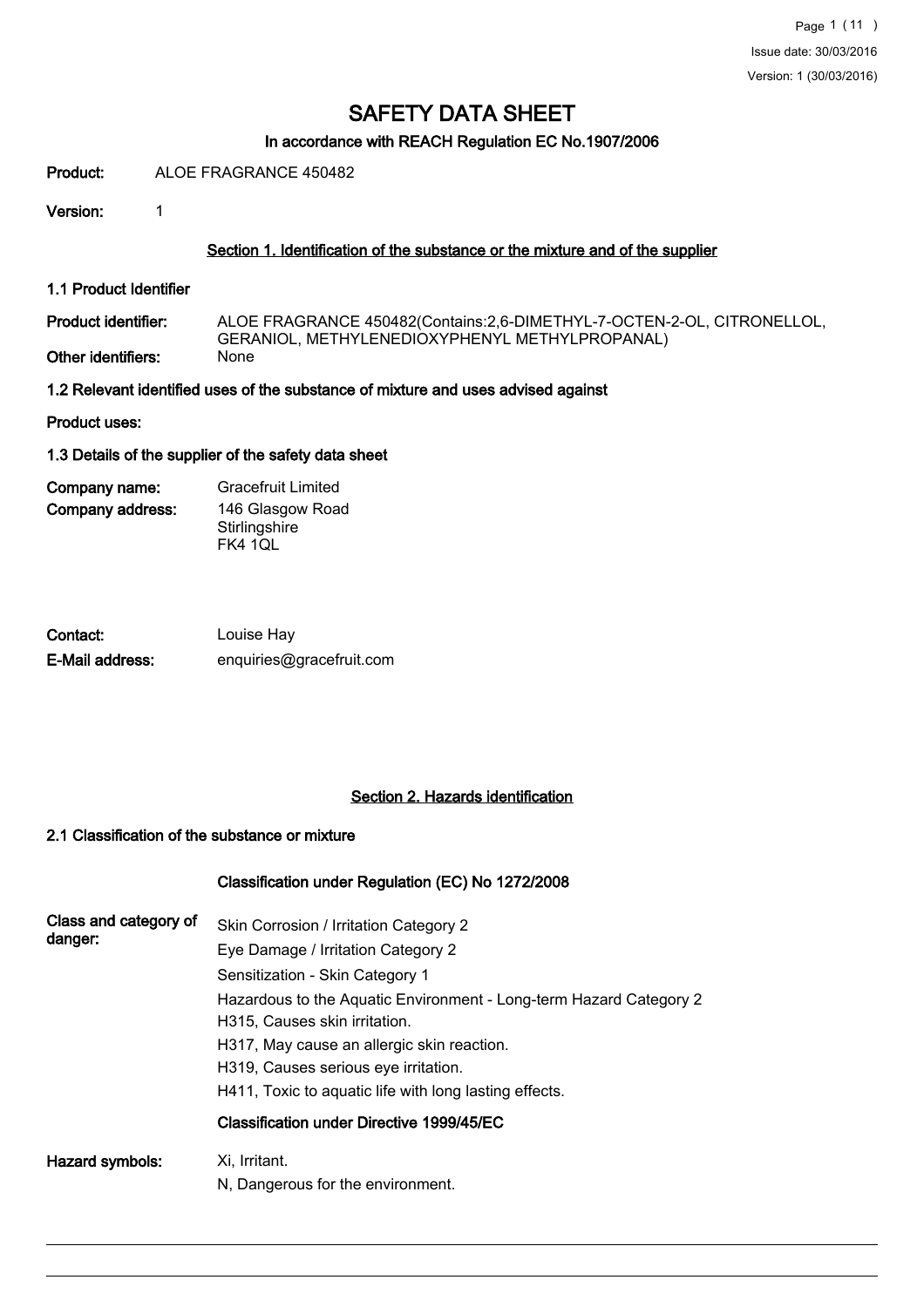# SAFETY DATA SHEET

## In accordance with REACH Regulation EC No.1907/2006

**Product:** ALOE FRAGRANCE 450482

**Version:** 1

### Section 1. Identification of the substance or the mixture and of the supplier

#### 1.1 Product Identifier

**Product identifier:** ALOE FRAGRANCE 450482(Contains:2,6-DIMETHYL-7-OCTEN-2-OL, CITRONELLOL, GERANIOL, METHYLENEDIOXYPHENYL METHYLPROPANAL)

**Other identifiers:** None

#### 1.2 Relevant identified uses of the substance of mixture and uses advised against

**Product uses:**

#### 1.3 Details of the supplier of the safety data sheet

**Company name:** Gracefruit Limited

**Company address:** 146 Glasgow Road
Stirlingshire
FK4 1QL

**Contact:** Louise Hay

**E-Mail address:** enquiries@gracefruit.com

### Section 2. Hazards identification

#### 2.1 Classification of the substance or mixture

**Classification under Regulation (EC) No 1272/2008**

**Class and category of danger:**

Skin Corrosion / Irritation Category 2
Eye Damage / Irritation Category 2
Sensitization - Skin Category 1
Hazardous to the Aquatic Environment - Long-term Hazard Category 2
H315, Causes skin irritation.
H317, May cause an allergic skin reaction.
H319, Causes serious eye irritation.
H411, Toxic to aquatic life with long lasting effects.

**Classification under Directive 1999/45/EC**

**Hazard symbols:**

Xi, Irritant.
N, Dangerous for the environment.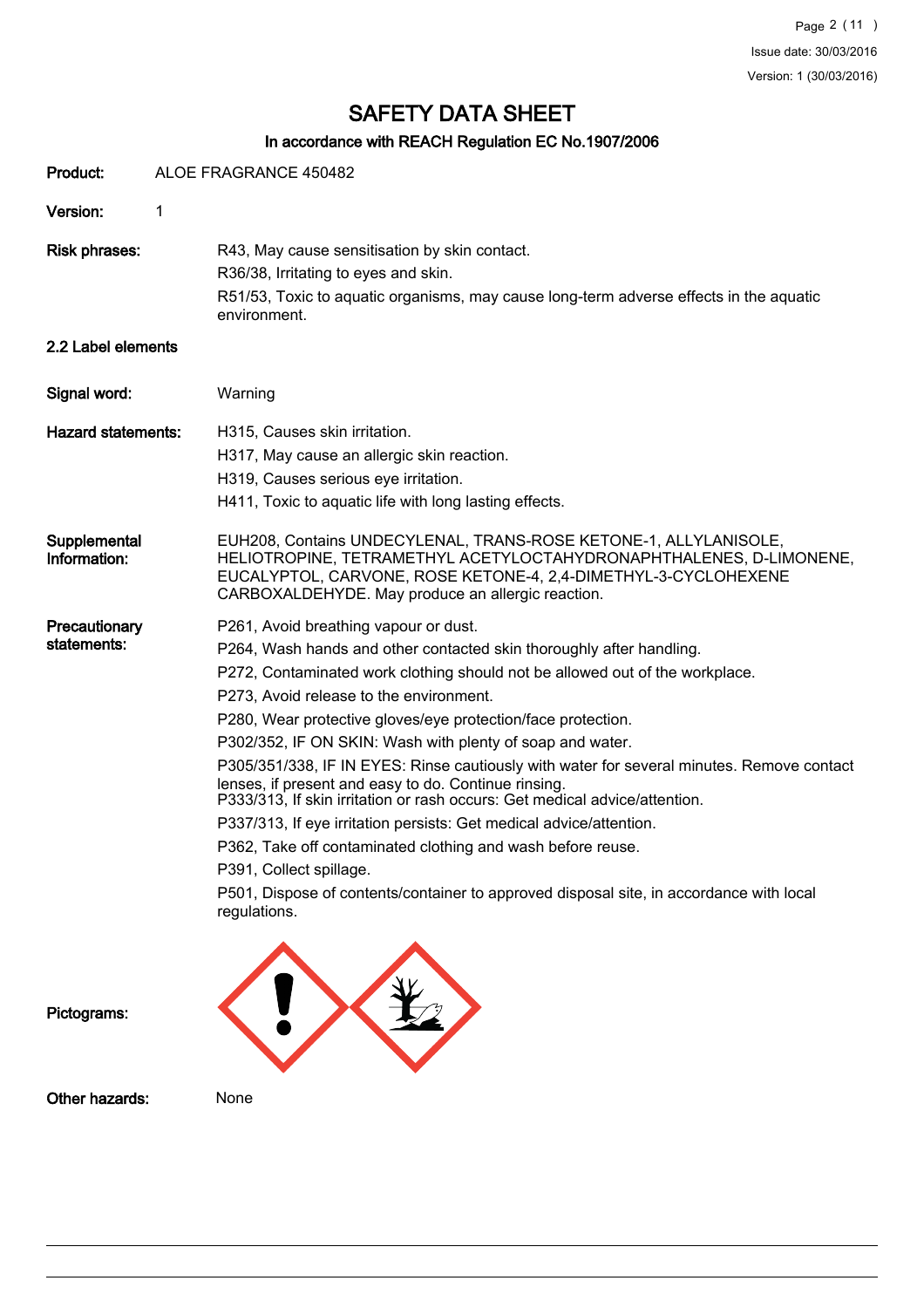# SAFETY DATA SHEET

## In accordance with REACH Regulation EC No.1907/2006

**Product:** ALOE FRAGRANCE 450482

**Version:** 1

**Risk phrases:**
R43, May cause sensitisation by skin contact.
R36/38, Irritating to eyes and skin.
R51/53, Toxic to aquatic organisms, may cause long-term adverse effects in the aquatic environment.

### 2.2 Label elements

**Signal word:** Warning

**Hazard statements:**
H315, Causes skin irritation.
H317, May cause an allergic skin reaction.
H319, Causes serious eye irritation.
H411, Toxic to aquatic life with long lasting effects.

**Supplemental Information:** EUH208, Contains UNDECYLENAL, TRANS-ROSE KETONE-1, ALLYLANISOLE, HELIOTROPINE, TETRAMETHYL ACETYLOCTAHYDRONAPHTHALENES, D-LIMONENE, EUCALYPTOL, CARVONE, ROSE KETONE-4, 2,4-DIMETHYL-3-CYCLOHEXENE CARBOXALDEHYDE. May produce an allergic reaction.

**Precautionary statements:**
P261, Avoid breathing vapour or dust.
P264, Wash hands and other contacted skin thoroughly after handling.
P272, Contaminated work clothing should not be allowed out of the workplace.
P273, Avoid release to the environment.
P280, Wear protective gloves/eye protection/face protection.
P302/352, IF ON SKIN: Wash with plenty of soap and water.
P305/351/338, IF IN EYES: Rinse cautiously with water for several minutes. Remove contact lenses, if present and easy to do. Continue rinsing.
P333/313, If skin irritation or rash occurs: Get medical advice/attention.
P337/313, If eye irritation persists: Get medical advice/attention.
P362, Take off contaminated clothing and wash before reuse.
P391, Collect spillage.
P501, Dispose of contents/container to approved disposal site, in accordance with local regulations.

**Pictograms:**

**Other hazards:** None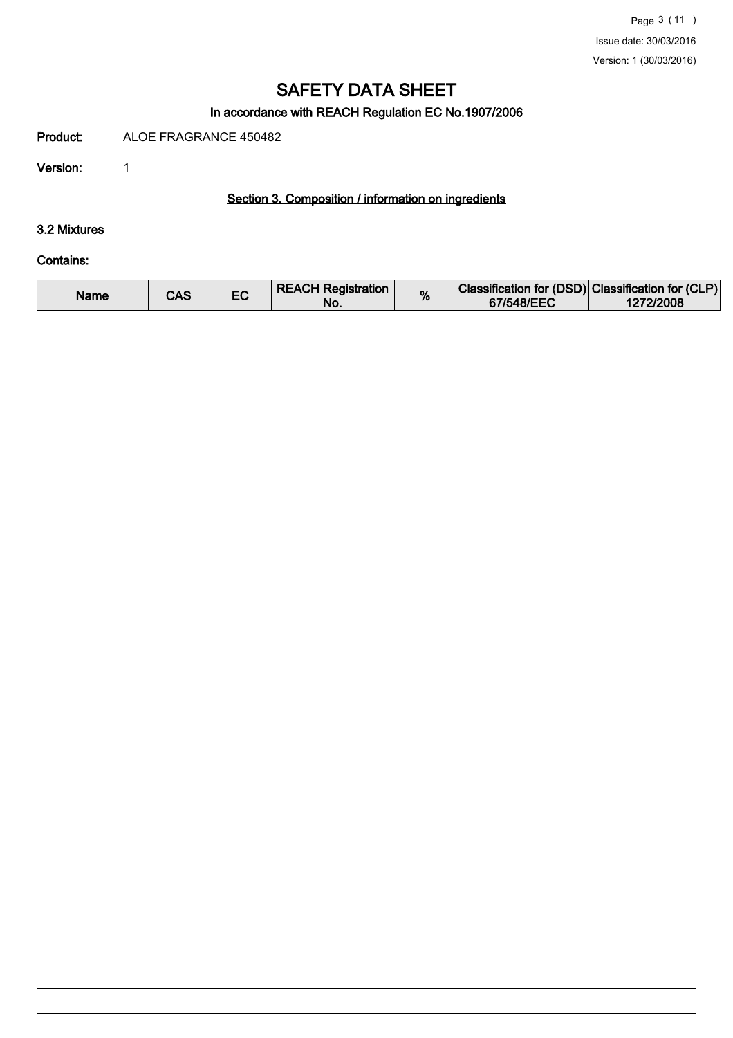# SAFETY DATA SHEET

## In accordance with REACH Regulation EC No.1907/2006

**Product:** ALOE FRAGRANCE 450482

**Version:** 1

### Section 3. Composition / information on ingredients

#### 3.2 Mixtures

**Contains:**

| Name | CAS | EC | REACH Registration No. | % | Classification for (DSD) 67/548/EEC | Classification for (CLP) 1272/2008 |
|---|---|---|---|---|---|---|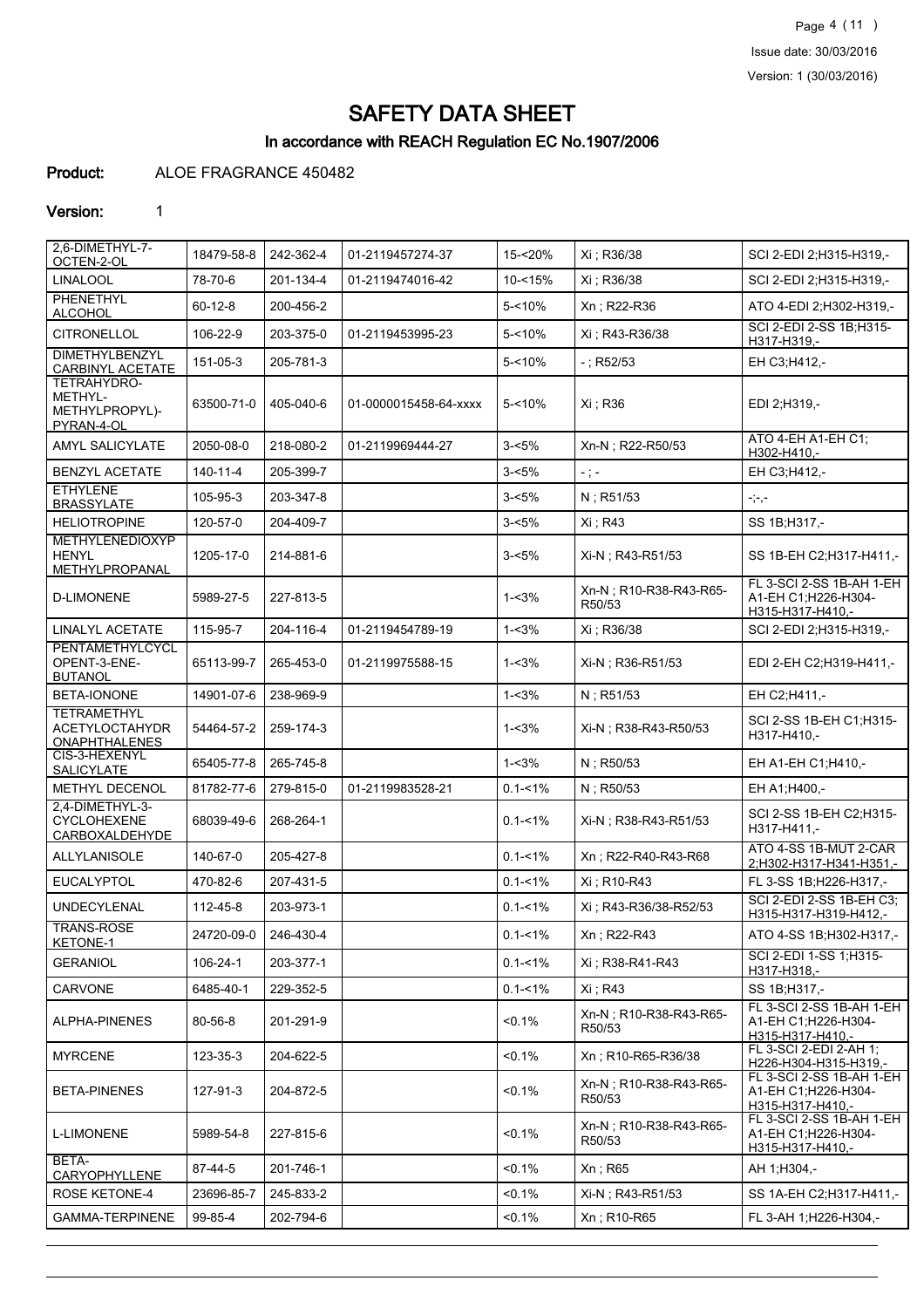# SAFETY DATA SHEET

## In accordance with REACH Regulation EC No.1907/2006

**Product:** ALOE FRAGRANCE 450482

**Version:** 1

| | | | | | | |
|---|---|---|---|---|---|---|
| 2,6-DIMETHYL-7-OCTEN-2-OL | 18479-58-8 | 242-362-4 | 01-2119457274-37 | 15-<20% | Xi ; R36/38 | SCI 2-EDI 2;H315-H319,- |
| LINALOOL | 78-70-6 | 201-134-4 | 01-2119474016-42 | 10-<15% | Xi ; R36/38 | SCI 2-EDI 2;H315-H319,- |
| PHENETHYL ALCOHOL | 60-12-8 | 200-456-2 | | 5-<10% | Xn ; R22-R36 | ATO 4-EDI 2;H302-H319,- |
| CITRONELLOL | 106-22-9 | 203-375-0 | 01-2119453995-23 | 5-<10% | Xi ; R43-R36/38 | SCI 2-EDI 2-SS 1B;H315-H317-H319,- |
| DIMETHYLBENZYL CARBINYL ACETATE | 151-05-3 | 205-781-3 | | 5-<10% | - ; R52/53 | EH C3;H412,- |
| TETRAHYDRO-METHYL-METHYLPROPYL)-PYRAN-4-OL | 63500-71-0 | 405-040-6 | 01-0000015458-64-xxxx | 5-<10% | Xi ; R36 | EDI 2;H319,- |
| AMYL SALICYLATE | 2050-08-0 | 218-080-2 | 01-2119969444-27 | 3-<5% | Xn-N ; R22-R50/53 | ATO 4-EH A1-EH C1;H302-H410,- |
| BENZYL ACETATE | 140-11-4 | 205-399-7 | | 3-<5% | - ; - | EH C3;H412,- |
| ETHYLENE BRASSYLATE | 105-95-3 | 203-347-8 | | 3-<5% | N ; R51/53 | -;-,- |
| HELIOTROPINE | 120-57-0 | 204-409-7 | | 3-<5% | Xi ; R43 | SS 1B;H317,- |
| METHYLENEDIOXYPHENYL METHYLPROPANAL | 1205-17-0 | 214-881-6 | | 3-<5% | Xi-N ; R43-R51/53 | SS 1B-EH C2;H317-H411,- |
| D-LIMONENE | 5989-27-5 | 227-813-5 | | 1-<3% | Xn-N ; R10-R38-R43-R65-R50/53 | FL 3-SCI 2-SS 1B-AH 1-EH A1-EH C1;H226-H304-H315-H317-H410,- |
| LINALYL ACETATE | 115-95-7 | 204-116-4 | 01-2119454789-19 | 1-<3% | Xi ; R36/38 | SCI 2-EDI 2;H315-H319,- |
| PENTAMETHYLCYCLOPENT-3-ENE-BUTANOL | 65113-99-7 | 265-453-0 | 01-2119975588-15 | 1-<3% | Xi-N ; R36-R51/53 | EDI 2-EH C2;H319-H411,- |
| BETA-IONONE | 14901-07-6 | 238-969-9 | | 1-<3% | N ; R51/53 | EH C2;H411,- |
| TETRAMETHYL ACETYLOCTAHYDRONAPHTHALENES | 54464-57-2 | 259-174-3 | | 1-<3% | Xi-N ; R38-R43-R50/53 | SCI 2-SS 1B-EH C1;H315-H317-H410,- |
| CIS-3-HEXENYL SALICYLATE | 65405-77-8 | 265-745-8 | | 1-<3% | N ; R50/53 | EH A1-EH C1;H410,- |
| METHYL DECENOL | 81782-77-6 | 279-815-0 | 01-2119983528-21 | 0.1-<1% | N ; R50/53 | EH A1;H400,- |
| 2,4-DIMETHYL-3-CYCLOHEXENE CARBOXALDEHYDE | 68039-49-6 | 268-264-1 | | 0.1-<1% | Xi-N ; R38-R43-R51/53 | SCI 2-SS 1B-EH C2;H315-H317-H411,- |
| ALLYLANISOLE | 140-67-0 | 205-427-8 | | 0.1-<1% | Xn ; R22-R40-R43-R68 | ATO 4-SS 1B-MUT 2-CAR 2;H302-H317-H341-H351,- |
| EUCALYPTOL | 470-82-6 | 207-431-5 | | 0.1-<1% | Xi ; R10-R43 | FL 3-SS 1B;H226-H317,- |
| UNDECYLENAL | 112-45-8 | 203-973-1 | | 0.1-<1% | Xi ; R43-R36/38-R52/53 | SCI 2-EDI 2-SS 1B-EH C3;H315-H317-H319-H412,- |
| TRANS-ROSE KETONE-1 | 24720-09-0 | 246-430-4 | | 0.1-<1% | Xn ; R22-R43 | ATO 4-SS 1B;H302-H317,- |
| GERANIOL | 106-24-1 | 203-377-1 | | 0.1-<1% | Xi ; R38-R41-R43 | SCI 2-EDI 1-SS 1;H315-H317-H318,- |
| CARVONE | 6485-40-1 | 229-352-5 | | 0.1-<1% | Xi ; R43 | SS 1B;H317,- |
| ALPHA-PINENES | 80-56-8 | 201-291-9 | | <0.1% | Xn-N ; R10-R38-R43-R65-R50/53 | FL 3-SCI 2-SS 1B-AH 1-EH A1-EH C1;H226-H304-H315-H317-H410,- |
| MYRCENE | 123-35-3 | 204-622-5 | | <0.1% | Xn ; R10-R65-R36/38 | FL 3-SCI 2-EDI 2-AH 1;H226-H304-H315-H319,- |
| BETA-PINENES | 127-91-3 | 204-872-5 | | <0.1% | Xn-N ; R10-R38-R43-R65-R50/53 | FL 3-SCI 2-SS 1B-AH 1-EH A1-EH C1;H226-H304-H315-H317-H410,- |
| L-LIMONENE | 5989-54-8 | 227-815-6 | | <0.1% | Xn-N ; R10-R38-R43-R65-R50/53 | FL 3-SCI 2-SS 1B-AH 1-EH A1-EH C1;H226-H304-H315-H317-H410,- |
| BETA-CARYOPHYLLENE | 87-44-5 | 201-746-1 | | <0.1% | Xn ; R65 | AH 1;H304,- |
| ROSE KETONE-4 | 23696-85-7 | 245-833-2 | | <0.1% | Xi-N ; R43-R51/53 | SS 1A-EH C2;H317-H411,- |
| GAMMA-TERPINENE | 99-85-4 | 202-794-6 | | <0.1% | Xn ; R10-R65 | FL 3-AH 1;H226-H304,- |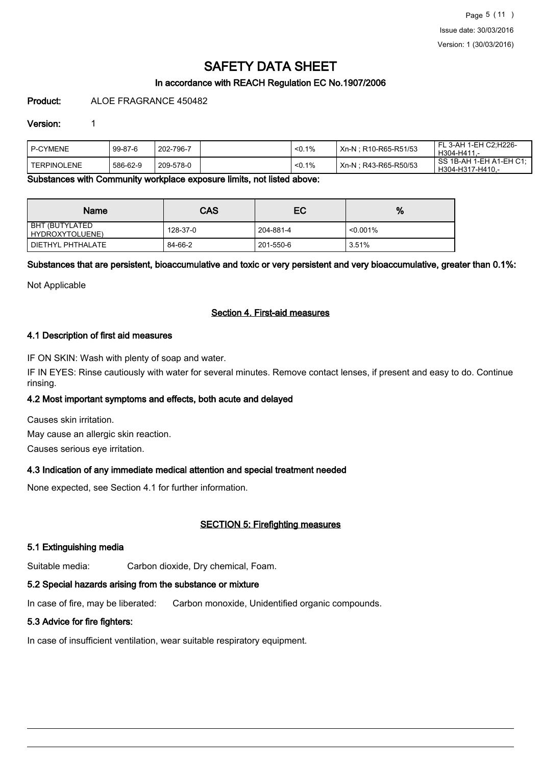# SAFETY DATA SHEET

### In accordance with REACH Regulation EC No.1907/2006

**Product:** ALOE FRAGRANCE 450482

**Version:** 1

| | | | | | | |
|---|---|---|---|---|---|---|
| P-CYMENE | 99-87-6 | 202-796-7 | | <0.1% | Xn-N ; R10-R65-R51/53 | FL 3-AH 1-EH C2;H226-H304-H411,- |
| TERPINOLENE | 586-62-9 | 209-578-0 | | <0.1% | Xn-N ; R43-R65-R50/53 | SS 1B-AH 1-EH A1-EH C1; H304-H317-H410,- |

**Substances with Community workplace exposure limits, not listed above:**

| Name | CAS | EC | % |
|---|---|---|---|
| BHT (BUTYLATED HYDROXYTOLUENE) | 128-37-0 | 204-881-4 | <0.001% |
| DIETHYL PHTHALATE | 84-66-2 | 201-550-6 | 3.51% |

**Substances that are persistent, bioaccumulative and toxic or very persistent and very bioaccumulative, greater than 0.1%:**

Not Applicable

## Section 4. First-aid measures

### 4.1 Description of first aid measures

IF ON SKIN: Wash with plenty of soap and water.

IF IN EYES: Rinse cautiously with water for several minutes. Remove contact lenses, if present and easy to do. Continue rinsing.

### 4.2 Most important symptoms and effects, both acute and delayed

Causes skin irritation.

May cause an allergic skin reaction.

Causes serious eye irritation.

### 4.3 Indication of any immediate medical attention and special treatment needed

None expected, see Section 4.1 for further information.

## SECTION 5: Firefighting measures

### 5.1 Extinguishing media

Suitable media: Carbon dioxide, Dry chemical, Foam.

### 5.2 Special hazards arising from the substance or mixture

In case of fire, may be liberated: Carbon monoxide, Unidentified organic compounds.

### 5.3 Advice for fire fighters:

In case of insufficient ventilation, wear suitable respiratory equipment.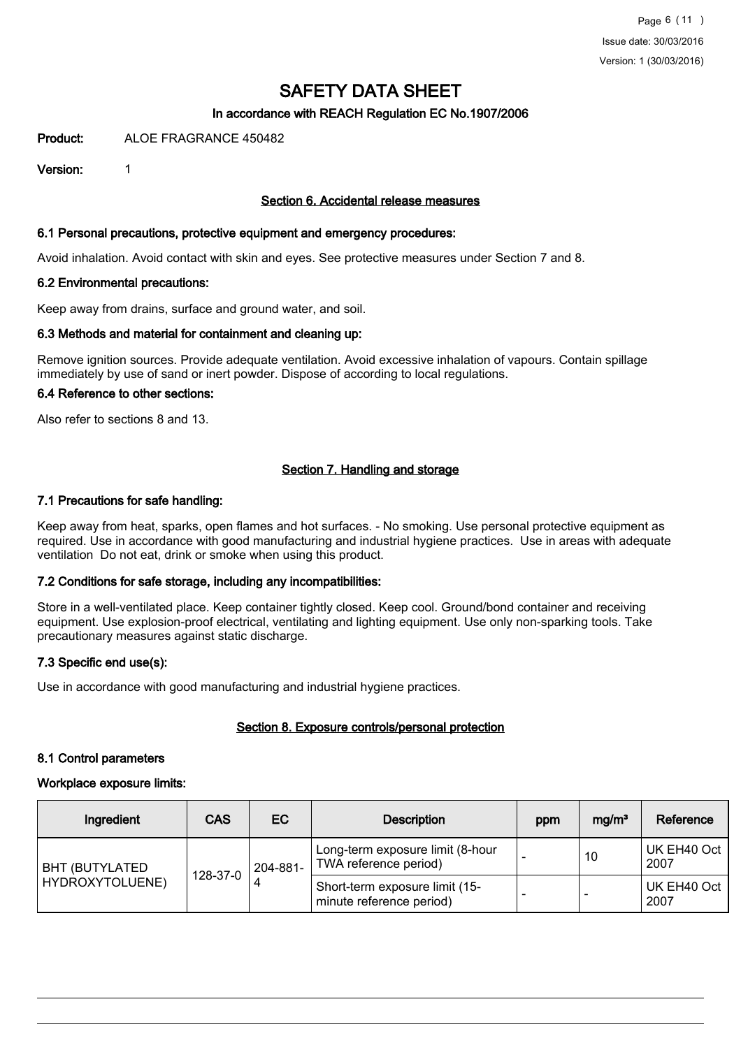# SAFETY DATA SHEET

**In accordance with REACH Regulation EC No.1907/2006**

**Product:** ALOE FRAGRANCE 450482

**Version:** 1

## Section 6. Accidental release measures

### 6.1 Personal precautions, protective equipment and emergency procedures:

Avoid inhalation. Avoid contact with skin and eyes. See protective measures under Section 7 and 8.

### 6.2 Environmental precautions:

Keep away from drains, surface and ground water, and soil.

### 6.3 Methods and material for containment and cleaning up:

Remove ignition sources. Provide adequate ventilation. Avoid excessive inhalation of vapours. Contain spillage immediately by use of sand or inert powder. Dispose of according to local regulations.

### 6.4 Reference to other sections:

Also refer to sections 8 and 13.

## Section 7. Handling and storage

### 7.1 Precautions for safe handling:

Keep away from heat, sparks, open flames and hot surfaces. - No smoking. Use personal protective equipment as required. Use in accordance with good manufacturing and industrial hygiene practices. Use in areas with adequate ventilation Do not eat, drink or smoke when using this product.

### 7.2 Conditions for safe storage, including any incompatibilities:

Store in a well-ventilated place. Keep container tightly closed. Keep cool. Ground/bond container and receiving equipment. Use explosion-proof electrical, ventilating and lighting equipment. Use only non-sparking tools. Take precautionary measures against static discharge.

### 7.3 Specific end use(s):

Use in accordance with good manufacturing and industrial hygiene practices.

## Section 8. Exposure controls/personal protection

### 8.1 Control parameters

**Workplace exposure limits:**

| Ingredient | CAS | EC | Description | ppm | mg/m³ | Reference |
|---|---|---|---|---|---|---|
| BHT (BUTYLATED HYDROXYTOLUENE) | 128-37-0 | 204-881-4 | Long-term exposure limit (8-hour TWA reference period) | - | 10 | UK EH40 Oct 2007 |
| | | | Short-term exposure limit (15-minute reference period) | - | - | UK EH40 Oct 2007 |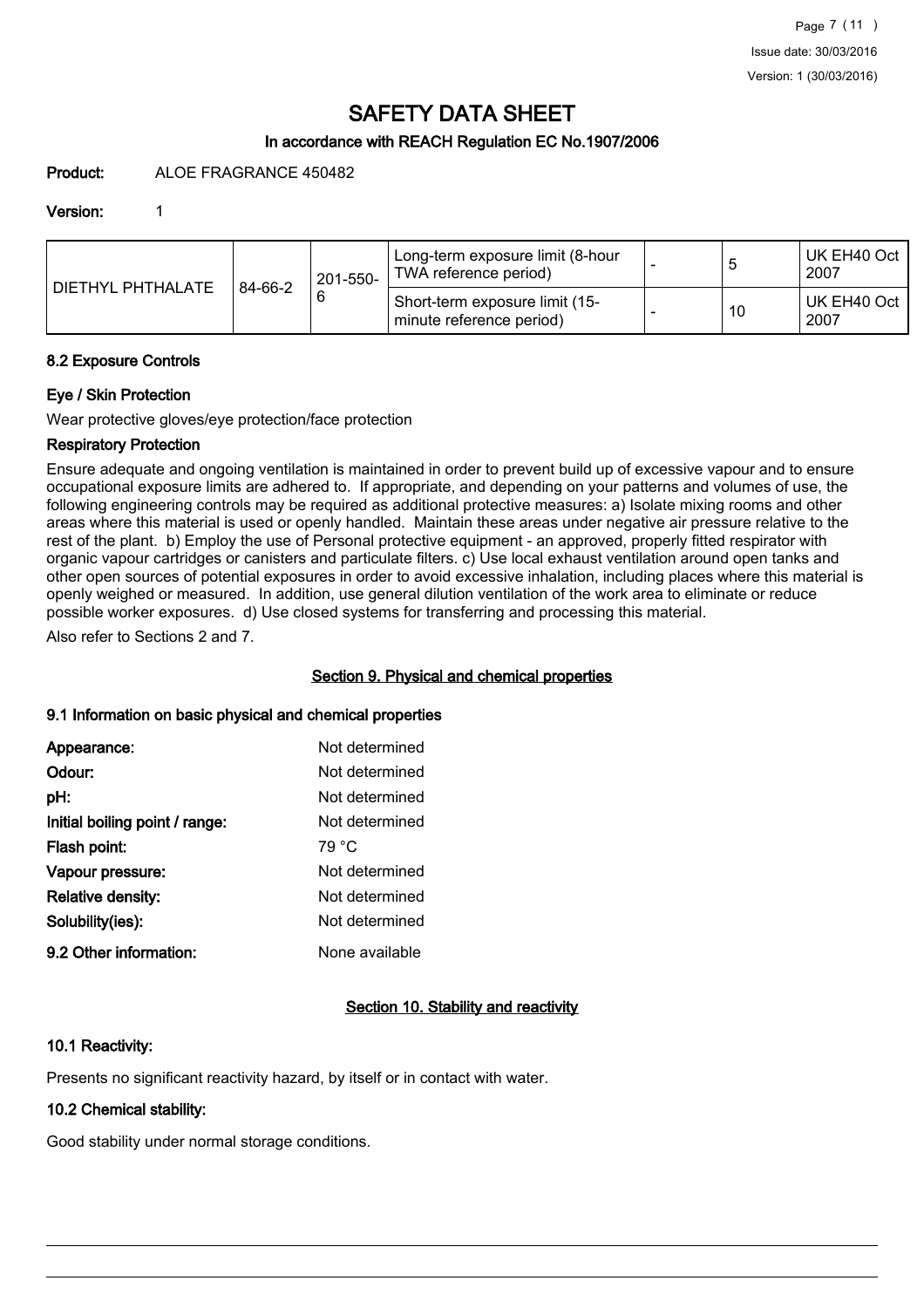# SAFETY DATA SHEET

### In accordance with REACH Regulation EC No.1907/2006

**Product:** ALOE FRAGRANCE 450482

**Version:** 1

| | | | | | | |
|---|---|---|---|---|---|---|
| DIETHYL PHTHALATE | 84-66-2 | 201-550-6 | Long-term exposure limit (8-hour TWA reference period) | - | 5 | UK EH40 Oct 2007 |
| | | | Short-term exposure limit (15-minute reference period) | - | 10 | UK EH40 Oct 2007 |

### 8.2 Exposure Controls

#### Eye / Skin Protection

Wear protective gloves/eye protection/face protection

#### Respiratory Protection

Ensure adequate and ongoing ventilation is maintained in order to prevent build up of excessive vapour and to ensure occupational exposure limits are adhered to. If appropriate, and depending on your patterns and volumes of use, the following engineering controls may be required as additional protective measures: a) Isolate mixing rooms and other areas where this material is used or openly handled. Maintain these areas under negative air pressure relative to the rest of the plant. b) Employ the use of Personal protective equipment - an approved, properly fitted respirator with organic vapour cartridges or canisters and particulate filters. c) Use local exhaust ventilation around open tanks and other open sources of potential exposures in order to avoid excessive inhalation, including places where this material is openly weighed or measured. In addition, use general dilution ventilation of the work area to eliminate or reduce possible worker exposures. d) Use closed systems for transferring and processing this material.

Also refer to Sections 2 and 7.

## Section 9. Physical and chemical properties

### 9.1 Information on basic physical and chemical properties

**Appearance:** Not determined

**Odour:** Not determined

**pH:** Not determined

**Initial boiling point / range:** Not determined

**Flash point:** 79 °C

**Vapour pressure:** Not determined

**Relative density:** Not determined

**Solubility(ies):** Not determined

**9.2 Other information:** None available

## Section 10. Stability and reactivity

### 10.1 Reactivity:

Presents no significant reactivity hazard, by itself or in contact with water.

### 10.2 Chemical stability:

Good stability under normal storage conditions.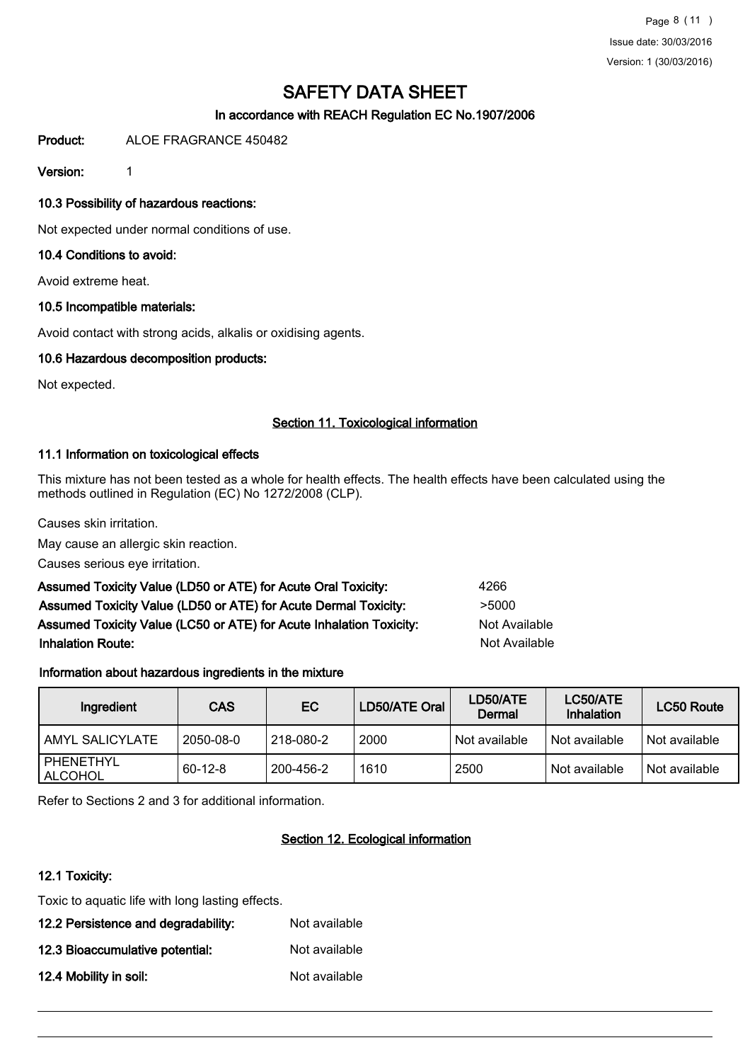# SAFETY DATA SHEET

### In accordance with REACH Regulation EC No.1907/2006

**Product:** ALOE FRAGRANCE 450482

**Version:** 1

### 10.3 Possibility of hazardous reactions:

Not expected under normal conditions of use.

### 10.4 Conditions to avoid:

Avoid extreme heat.

### 10.5 Incompatible materials:

Avoid contact with strong acids, alkalis or oxidising agents.

### 10.6 Hazardous decomposition products:

Not expected.

## Section 11. Toxicological information

### 11.1 Information on toxicological effects

This mixture has not been tested as a whole for health effects. The health effects have been calculated using the methods outlined in Regulation (EC) No 1272/2008 (CLP).

Causes skin irritation.

May cause an allergic skin reaction.

Causes serious eye irritation.

**Assumed Toxicity Value (LD50 or ATE) for Acute Oral Toxicity:** 4266

**Assumed Toxicity Value (LD50 or ATE) for Acute Dermal Toxicity:** >5000

**Assumed Toxicity Value (LC50 or ATE) for Acute Inhalation Toxicity:** Not Available

**Inhalation Route:** Not Available

### Information about hazardous ingredients in the mixture

| Ingredient | CAS | EC | LD50/ATE Oral | LD50/ATE Dermal | LC50/ATE Inhalation | LC50 Route |
|---|---|---|---|---|---|---|
| AMYL SALICYLATE | 2050-08-0 | 218-080-2 | 2000 | Not available | Not available | Not available |
| PHENETHYL ALCOHOL | 60-12-8 | 200-456-2 | 1610 | 2500 | Not available | Not available |

Refer to Sections 2 and 3 for additional information.

## Section 12. Ecological information

### 12.1 Toxicity:

Toxic to aquatic life with long lasting effects.

**12.2 Persistence and degradability:** Not available

**12.3 Bioaccumulative potential:** Not available

**12.4 Mobility in soil:** Not available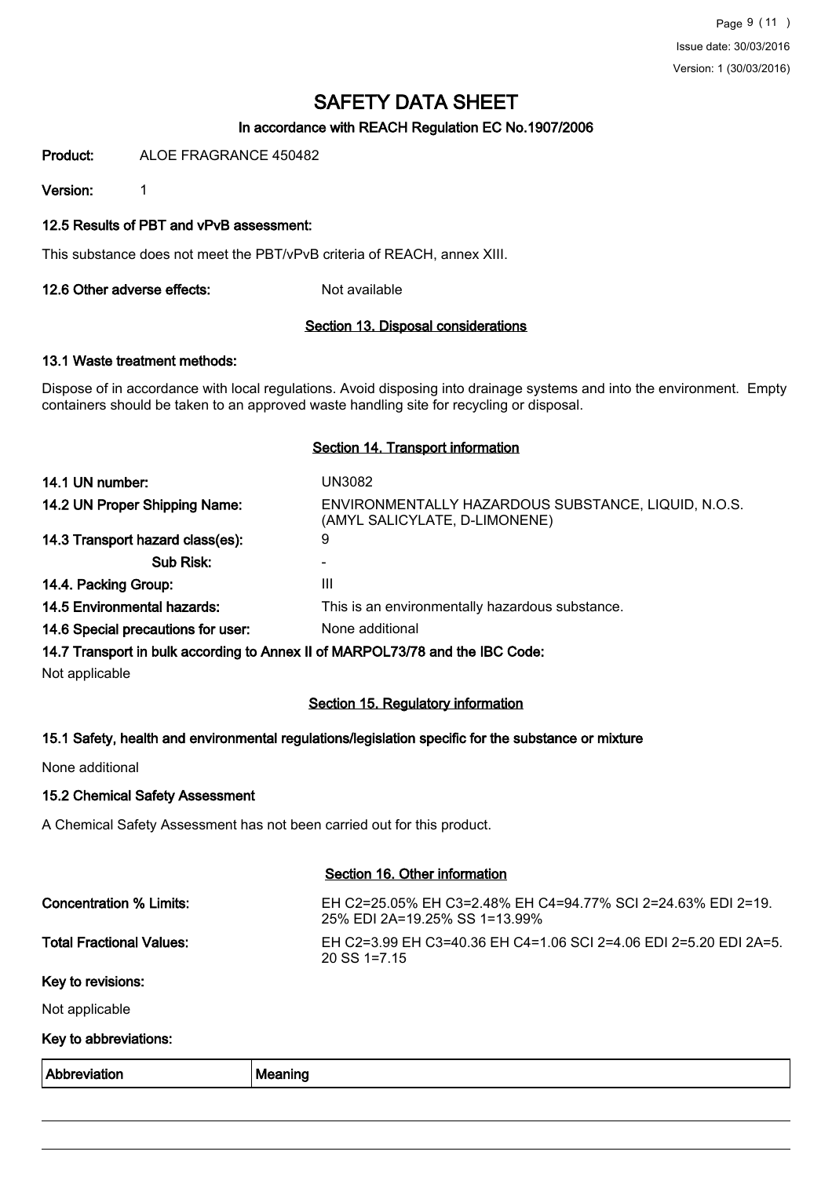# SAFETY DATA SHEET

In accordance with REACH Regulation EC No.1907/2006

**Product:** ALOE FRAGRANCE 450482

**Version:** 1

### 12.5 Results of PBT and vPvB assessment:

This substance does not meet the PBT/vPvB criteria of REACH, annex XIII.

**12.6 Other adverse effects:** Not available

## Section 13. Disposal considerations

### 13.1 Waste treatment methods:

Dispose of in accordance with local regulations. Avoid disposing into drainage systems and into the environment. Empty containers should be taken to an approved waste handling site for recycling or disposal.

## Section 14. Transport information

**14.1 UN number:** UN3082

**14.2 UN Proper Shipping Name:** ENVIRONMENTALLY HAZARDOUS SUBSTANCE, LIQUID, N.O.S. (AMYL SALICYLATE, D-LIMONENE)

**14.3 Transport hazard class(es):** 9

**Sub Risk:** -

**14.4. Packing Group:** III

**14.5 Environmental hazards:** This is an environmentally hazardous substance.

**14.6 Special precautions for user:** None additional

### 14.7 Transport in bulk according to Annex II of MARPOL73/78 and the IBC Code:

Not applicable

## Section 15. Regulatory information

### 15.1 Safety, health and environmental regulations/legislation specific for the substance or mixture

None additional

### 15.2 Chemical Safety Assessment

A Chemical Safety Assessment has not been carried out for this product.

## Section 16. Other information

**Concentration % Limits:** EH C2=25.05% EH C3=2.48% EH C4=94.77% SCI 2=24.63% EDI 2=19.25% EDI 2A=19.25% SS 1=13.99%

**Total Fractional Values:** EH C2=3.99 EH C3=40.36 EH C4=1.06 SCI 2=4.06 EDI 2=5.20 EDI 2A=5.20 SS 1=7.15

**Key to revisions:**

Not applicable

**Key to abbreviations:**

| Abbreviation | Meaning |
| --- | --- |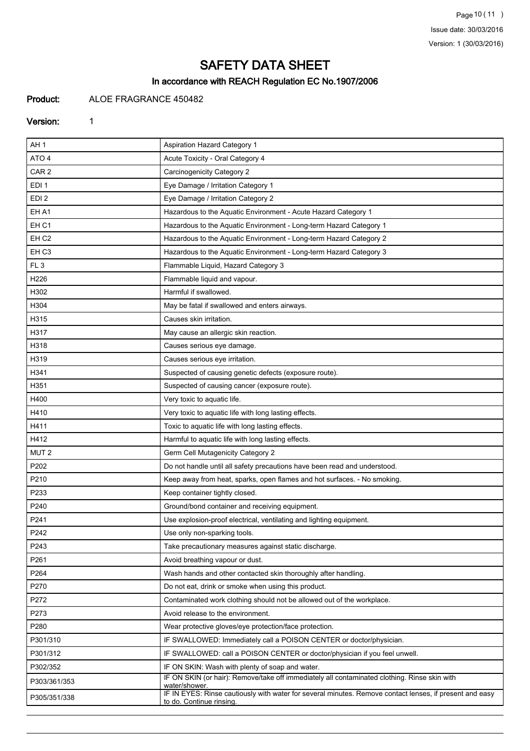# SAFETY DATA SHEET

## In accordance with REACH Regulation EC No.1907/2006

**Product:** ALOE FRAGRANCE 450482

**Version:** 1

| | |
|---|---|
| AH 1 | Aspiration Hazard Category 1 |
| ATO 4 | Acute Toxicity - Oral Category 4 |
| CAR 2 | Carcinogenicity Category 2 |
| EDI 1 | Eye Damage / Irritation Category 1 |
| EDI 2 | Eye Damage / Irritation Category 2 |
| EH A1 | Hazardous to the Aquatic Environment - Acute Hazard Category 1 |
| EH C1 | Hazardous to the Aquatic Environment - Long-term Hazard Category 1 |
| EH C2 | Hazardous to the Aquatic Environment - Long-term Hazard Category 2 |
| EH C3 | Hazardous to the Aquatic Environment - Long-term Hazard Category 3 |
| FL 3 | Flammable Liquid, Hazard Category 3 |
| H226 | Flammable liquid and vapour. |
| H302 | Harmful if swallowed. |
| H304 | May be fatal if swallowed and enters airways. |
| H315 | Causes skin irritation. |
| H317 | May cause an allergic skin reaction. |
| H318 | Causes serious eye damage. |
| H319 | Causes serious eye irritation. |
| H341 | Suspected of causing genetic defects (exposure route). |
| H351 | Suspected of causing cancer (exposure route). |
| H400 | Very toxic to aquatic life. |
| H410 | Very toxic to aquatic life with long lasting effects. |
| H411 | Toxic to aquatic life with long lasting effects. |
| H412 | Harmful to aquatic life with long lasting effects. |
| MUT 2 | Germ Cell Mutagenicity Category 2 |
| P202 | Do not handle until all safety precautions have been read and understood. |
| P210 | Keep away from heat, sparks, open flames and hot surfaces. - No smoking. |
| P233 | Keep container tightly closed. |
| P240 | Ground/bond container and receiving equipment. |
| P241 | Use explosion-proof electrical, ventilating and lighting equipment. |
| P242 | Use only non-sparking tools. |
| P243 | Take precautionary measures against static discharge. |
| P261 | Avoid breathing vapour or dust. |
| P264 | Wash hands and other contacted skin thoroughly after handling. |
| P270 | Do not eat, drink or smoke when using this product. |
| P272 | Contaminated work clothing should not be allowed out of the workplace. |
| P273 | Avoid release to the environment. |
| P280 | Wear protective gloves/eye protection/face protection. |
| P301/310 | IF SWALLOWED: Immediately call a POISON CENTER or doctor/physician. |
| P301/312 | IF SWALLOWED: call a POISON CENTER or doctor/physician if you feel unwell. |
| P302/352 | IF ON SKIN: Wash with plenty of soap and water. |
| P303/361/353 | IF ON SKIN (or hair): Remove/take off immediately all contaminated clothing. Rinse skin with water/shower. |
| P305/351/338 | IF IN EYES: Rinse cautiously with water for several minutes. Remove contact lenses, if present and easy to do. Continue rinsing. |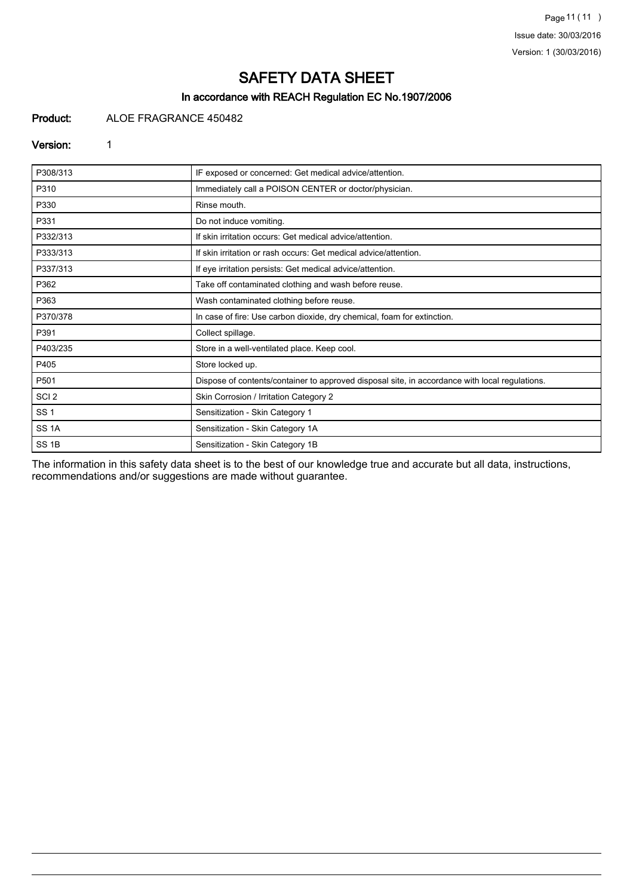# SAFETY DATA SHEET

## In accordance with REACH Regulation EC No.1907/2006

**Product:** ALOE FRAGRANCE 450482

**Version:** 1

| | |
|---|---|
| P308/313 | IF exposed or concerned: Get medical advice/attention. |
| P310 | Immediately call a POISON CENTER or doctor/physician. |
| P330 | Rinse mouth. |
| P331 | Do not induce vomiting. |
| P332/313 | If skin irritation occurs: Get medical advice/attention. |
| P333/313 | If skin irritation or rash occurs: Get medical advice/attention. |
| P337/313 | If eye irritation persists: Get medical advice/attention. |
| P362 | Take off contaminated clothing and wash before reuse. |
| P363 | Wash contaminated clothing before reuse. |
| P370/378 | In case of fire: Use carbon dioxide, dry chemical, foam for extinction. |
| P391 | Collect spillage. |
| P403/235 | Store in a well-ventilated place. Keep cool. |
| P405 | Store locked up. |
| P501 | Dispose of contents/container to approved disposal site, in accordance with local regulations. |
| SCI 2 | Skin Corrosion / Irritation Category 2 |
| SS 1 | Sensitization - Skin Category 1 |
| SS 1A | Sensitization - Skin Category 1A |
| SS 1B | Sensitization - Skin Category 1B |

The information in this safety data sheet is to the best of our knowledge true and accurate but all data, instructions, recommendations and/or suggestions are made without guarantee.